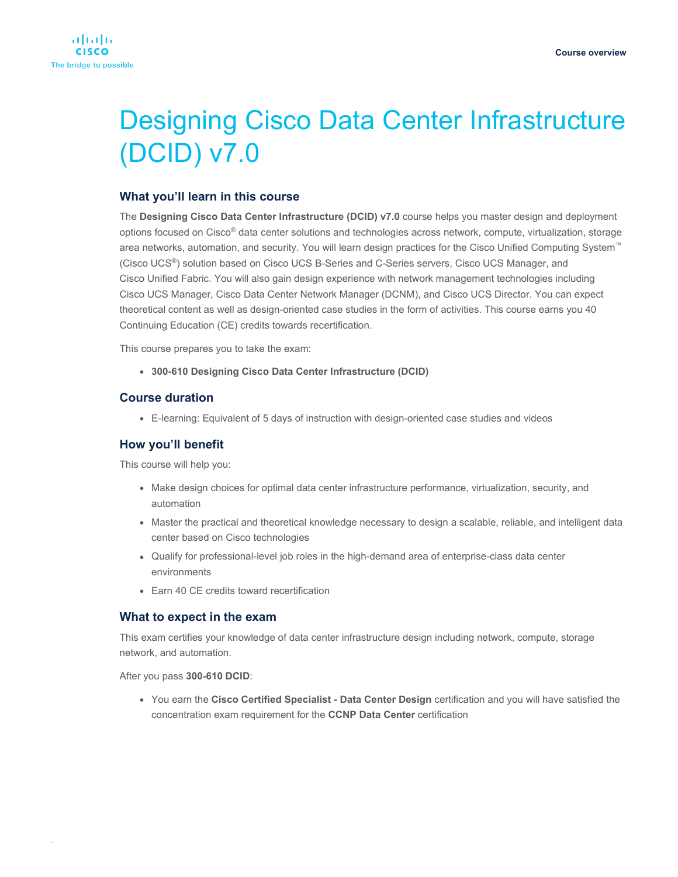# Designing Cisco Data Center Infrastructure (DCID) v7.0

## What you'll learn in this course

The **Designing Cisco Data Center Infrastructure (DCID) v7.0** course helps you master design and deployment options focused on Cisco® data center solutions and technologies across network, compute, virtualization, storage area networks, automation, and security. You will learn design practices for the Cisco Unified Computing System™ (Cisco UCS®) solution based on Cisco UCS B-Series and C-Series servers, Cisco UCS Manager, and Cisco Unified Fabric. You will also gain design experience with network management technologies including Cisco UCS Manager, Cisco Data Center Network Manager (DCNM), and Cisco UCS Director. You can expect theoretical content as well as design-oriented case studies in the form of activities. This course earns you 40 Continuing Education (CE) credits towards recertification.

This course prepares you to take the exam:

- **300-610 Designing Cisco Data Center Infrastructure (DCID)**

## Course duration

- E-learning: Equivalent of 5 days of instruction with design-oriented case studies and videos

## How you'll benefit

This course will help you:

- Make design choices for optimal data center infrastructure performance, virtualization, security, and automation
- Master the practical and theoretical knowledge necessary to design a scalable, reliable, and intelligent data center based on Cisco technologies
- Qualify for professional-level job roles in the high-demand area of enterprise-class data center environments
- Earn 40 CE credits toward recertification

## What to expect in the exam

This exam certifies your knowledge of data center infrastructure design including network, compute, storage network, and automation.

After you pass **300-610 DCID**:

- You earn the **Cisco Certified Specialist - Data Center Design** certification and you will have satisfied the concentration exam requirement for the **CCNP Data Center** certification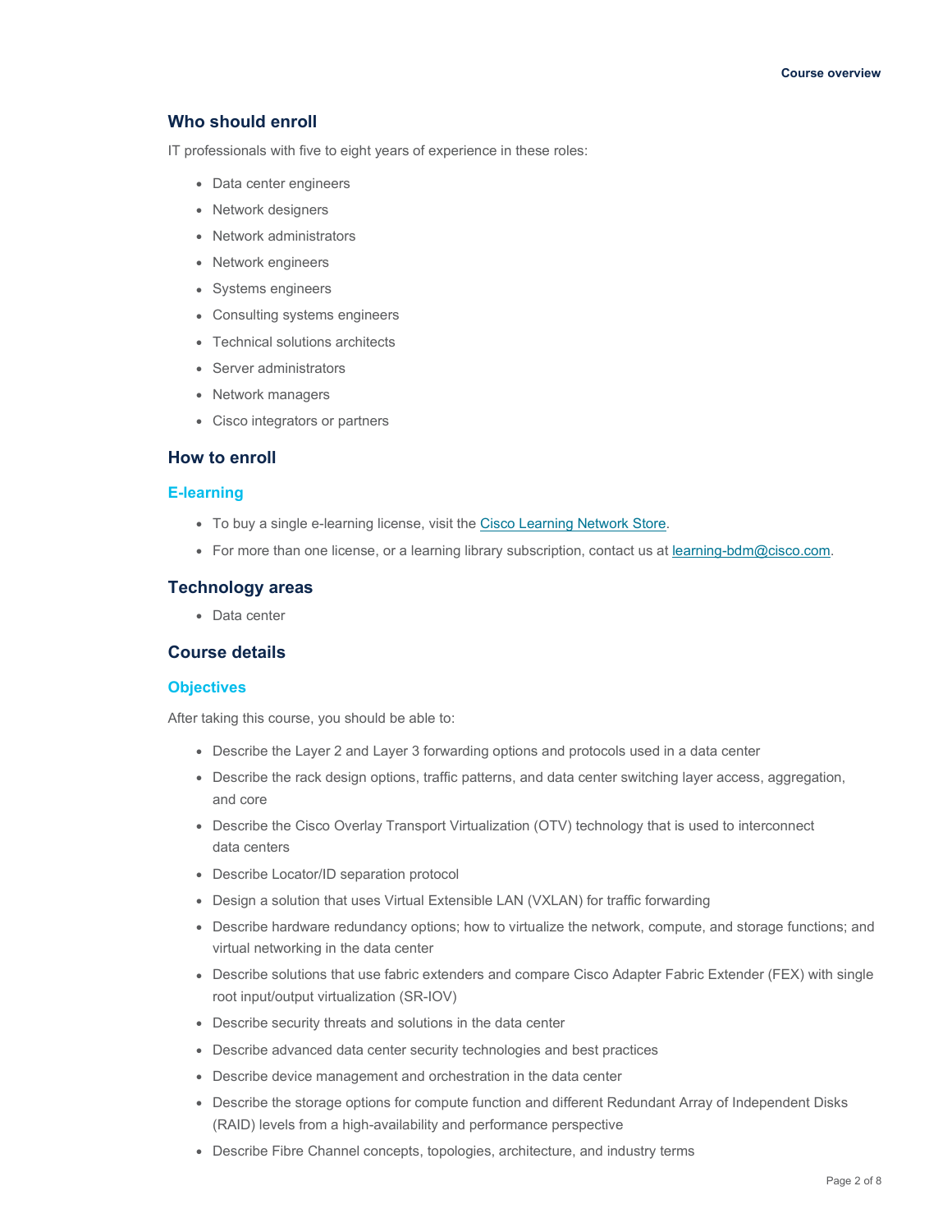## Who should enroll

IT professionals with five to eight years of experience in these roles:

- Data center engineers
- Network designers
- Network administrators
- Network engineers
- Systems engineers
- Consulting systems engineers
- Technical solutions architects
- Server administrators
- Network managers
- Cisco integrators or partners

## How to enroll

### E-learning

- To buy a single e-learning license, visit the Cisco Learning Network Store.
- For more than one license, or a learning library subscription, contact us at learning-bdm@cisco.com.

## Technology areas

- Data center

## Course details

### Objectives

After taking this course, you should be able to:

- Describe the Layer 2 and Layer 3 forwarding options and protocols used in a data center
- Describe the rack design options, traffic patterns, and data center switching layer access, aggregation, and core
- Describe the Cisco Overlay Transport Virtualization (OTV) technology that is used to interconnect data centers
- Describe Locator/ID separation protocol
- Design a solution that uses Virtual Extensible LAN (VXLAN) for traffic forwarding
- Describe hardware redundancy options; how to virtualize the network, compute, and storage functions; and virtual networking in the data center
- Describe solutions that use fabric extenders and compare Cisco Adapter Fabric Extender (FEX) with single root input/output virtualization (SR-IOV)
- Describe security threats and solutions in the data center
- Describe advanced data center security technologies and best practices
- Describe device management and orchestration in the data center
- Describe the storage options for compute function and different Redundant Array of Independent Disks (RAID) levels from a high-availability and performance perspective
- Describe Fibre Channel concepts, topologies, architecture, and industry terms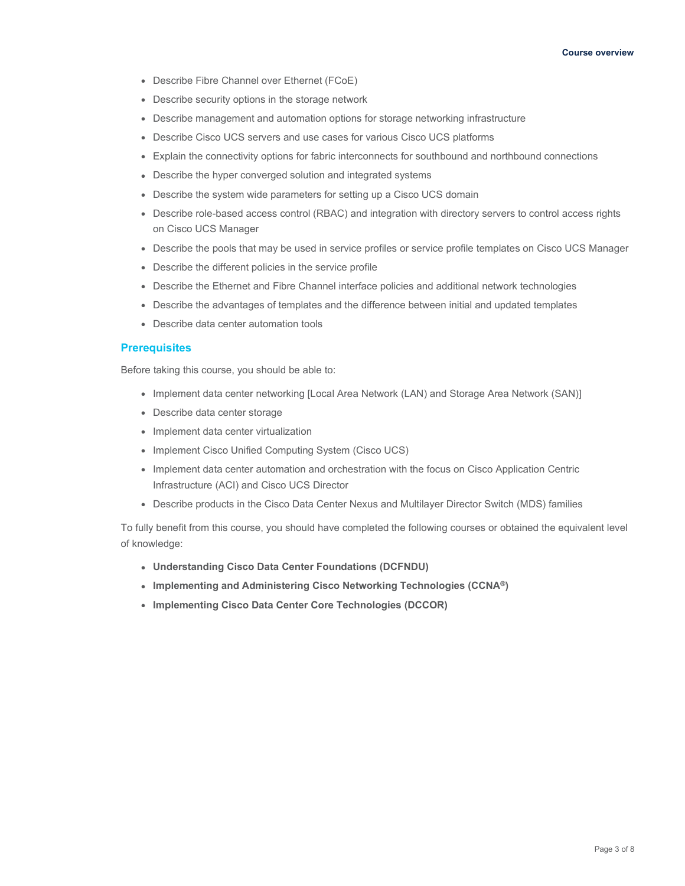- Describe Fibre Channel over Ethernet (FCoE)
- Describe security options in the storage network
- Describe management and automation options for storage networking infrastructure
- Describe Cisco UCS servers and use cases for various Cisco UCS platforms
- Explain the connectivity options for fabric interconnects for southbound and northbound connections
- Describe the hyper converged solution and integrated systems
- Describe the system wide parameters for setting up a Cisco UCS domain
- Describe role-based access control (RBAC) and integration with directory servers to control access rights on Cisco UCS Manager
- Describe the pools that may be used in service profiles or service profile templates on Cisco UCS Manager
- Describe the different policies in the service profile
- Describe the Ethernet and Fibre Channel interface policies and additional network technologies
- Describe the advantages of templates and the difference between initial and updated templates
- Describe data center automation tools

## Prerequisites

Before taking this course, you should be able to:

- Implement data center networking [Local Area Network (LAN) and Storage Area Network (SAN)]
- Describe data center storage
- Implement data center virtualization
- Implement Cisco Unified Computing System (Cisco UCS)
- Implement data center automation and orchestration with the focus on Cisco Application Centric Infrastructure (ACI) and Cisco UCS Director
- Describe products in the Cisco Data Center Nexus and Multilayer Director Switch (MDS) families

To fully benefit from this course, you should have completed the following courses or obtained the equivalent level of knowledge:

- **Understanding Cisco Data Center Foundations (DCFNDU)**
- **Implementing and Administering Cisco Networking Technologies (CCNA®)**
- **Implementing Cisco Data Center Core Technologies (DCCOR)**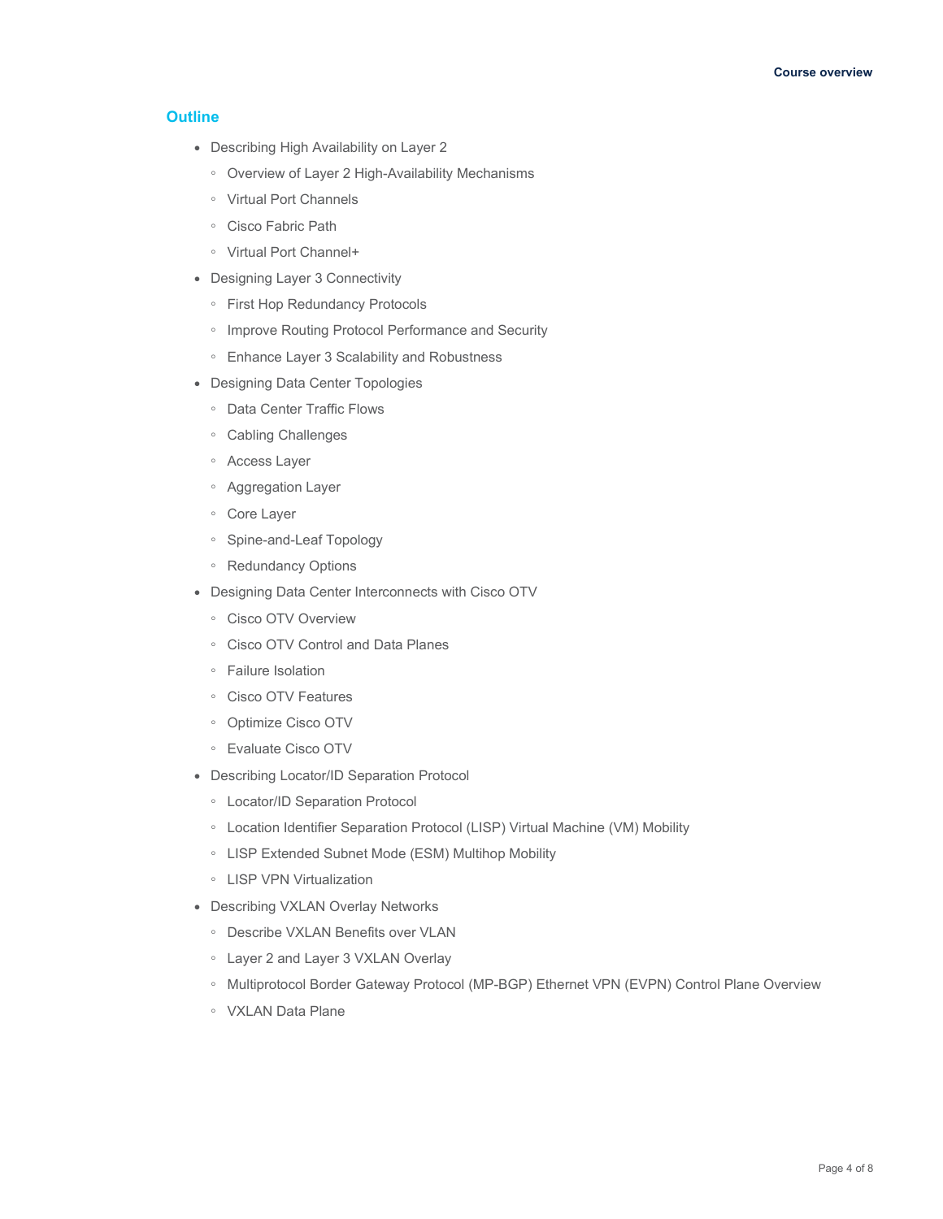## Outline

- Describing High Availability on Layer 2
  - Overview of Layer 2 High-Availability Mechanisms
  - Virtual Port Channels
  - Cisco Fabric Path
  - Virtual Port Channel+
- Designing Layer 3 Connectivity
  - First Hop Redundancy Protocols
  - Improve Routing Protocol Performance and Security
  - Enhance Layer 3 Scalability and Robustness
- Designing Data Center Topologies
  - Data Center Traffic Flows
  - Cabling Challenges
  - Access Layer
  - Aggregation Layer
  - Core Layer
  - Spine-and-Leaf Topology
  - Redundancy Options
- Designing Data Center Interconnects with Cisco OTV
  - Cisco OTV Overview
  - Cisco OTV Control and Data Planes
  - Failure Isolation
  - Cisco OTV Features
  - Optimize Cisco OTV
  - Evaluate Cisco OTV
- Describing Locator/ID Separation Protocol
  - Locator/ID Separation Protocol
  - Location Identifier Separation Protocol (LISP) Virtual Machine (VM) Mobility
  - LISP Extended Subnet Mode (ESM) Multihop Mobility
  - LISP VPN Virtualization
- Describing VXLAN Overlay Networks
  - Describe VXLAN Benefits over VLAN
  - Layer 2 and Layer 3 VXLAN Overlay
  - Multiprotocol Border Gateway Protocol (MP-BGP) Ethernet VPN (EVPN) Control Plane Overview
  - VXLAN Data Plane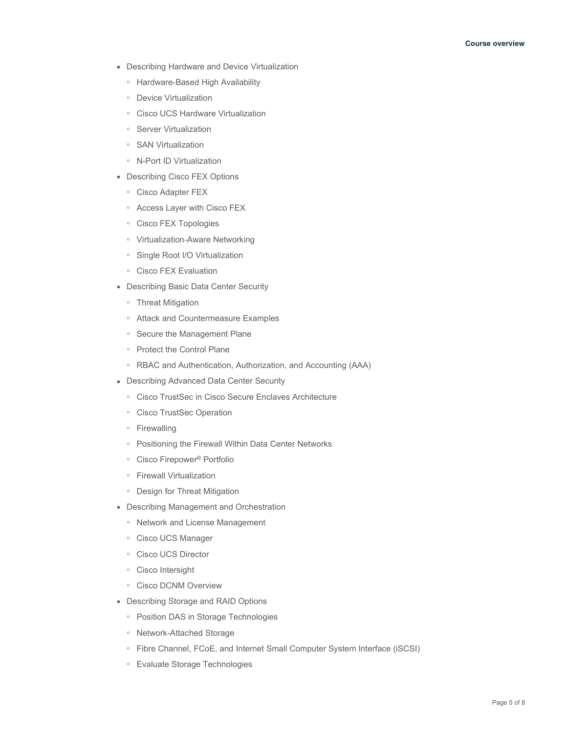- Describing Hardware and Device Virtualization
  - Hardware-Based High Availability
  - Device Virtualization
  - Cisco UCS Hardware Virtualization
  - Server Virtualization
  - SAN Virtualization
  - N-Port ID Virtualization
- Describing Cisco FEX Options
  - Cisco Adapter FEX
  - Access Layer with Cisco FEX
  - Cisco FEX Topologies
  - Virtualization-Aware Networking
  - Single Root I/O Virtualization
  - Cisco FEX Evaluation
- Describing Basic Data Center Security
  - Threat Mitigation
  - Attack and Countermeasure Examples
  - Secure the Management Plane
  - Protect the Control Plane
  - RBAC and Authentication, Authorization, and Accounting (AAA)
- Describing Advanced Data Center Security
  - Cisco TrustSec in Cisco Secure Enclaves Architecture
  - Cisco TrustSec Operation
  - Firewalling
  - Positioning the Firewall Within Data Center Networks
  - Cisco Firepower® Portfolio
  - Firewall Virtualization
  - Design for Threat Mitigation
- Describing Management and Orchestration
  - Network and License Management
  - Cisco UCS Manager
  - Cisco UCS Director
  - Cisco Intersight
  - Cisco DCNM Overview
- Describing Storage and RAID Options
  - Position DAS in Storage Technologies
  - Network-Attached Storage
  - Fibre Channel, FCoE, and Internet Small Computer System Interface (iSCSI)
  - Evaluate Storage Technologies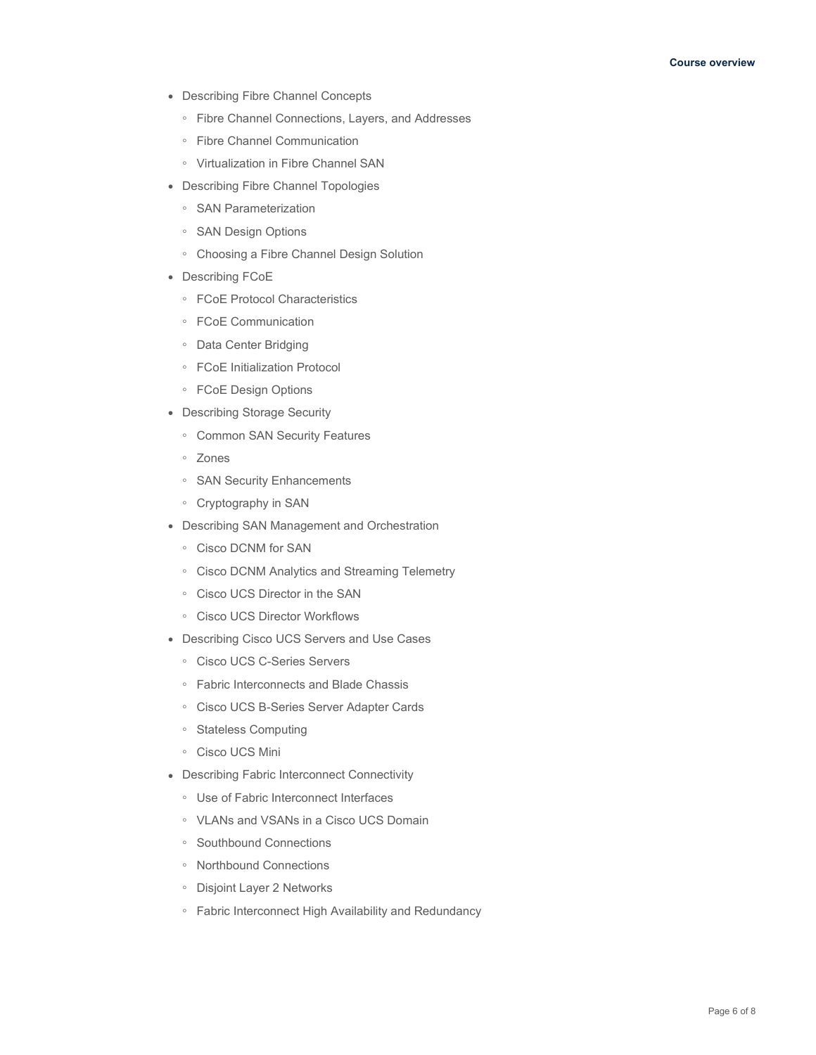- Describing Fibre Channel Concepts
    - Fibre Channel Connections, Layers, and Addresses
    - Fibre Channel Communication
    - Virtualization in Fibre Channel SAN
- Describing Fibre Channel Topologies
    - SAN Parameterization
    - SAN Design Options
    - Choosing a Fibre Channel Design Solution
- Describing FCoE
    - FCoE Protocol Characteristics
    - FCoE Communication
    - Data Center Bridging
    - FCoE Initialization Protocol
    - FCoE Design Options
- Describing Storage Security
    - Common SAN Security Features
    - Zones
    - SAN Security Enhancements
    - Cryptography in SAN
- Describing SAN Management and Orchestration
    - Cisco DCNM for SAN
    - Cisco DCNM Analytics and Streaming Telemetry
    - Cisco UCS Director in the SAN
    - Cisco UCS Director Workflows
- Describing Cisco UCS Servers and Use Cases
    - Cisco UCS C-Series Servers
    - Fabric Interconnects and Blade Chassis
    - Cisco UCS B-Series Server Adapter Cards
    - Stateless Computing
    - Cisco UCS Mini
- Describing Fabric Interconnect Connectivity
    - Use of Fabric Interconnect Interfaces
    - VLANs and VSANs in a Cisco UCS Domain
    - Southbound Connections
    - Northbound Connections
    - Disjoint Layer 2 Networks
    - Fabric Interconnect High Availability and Redundancy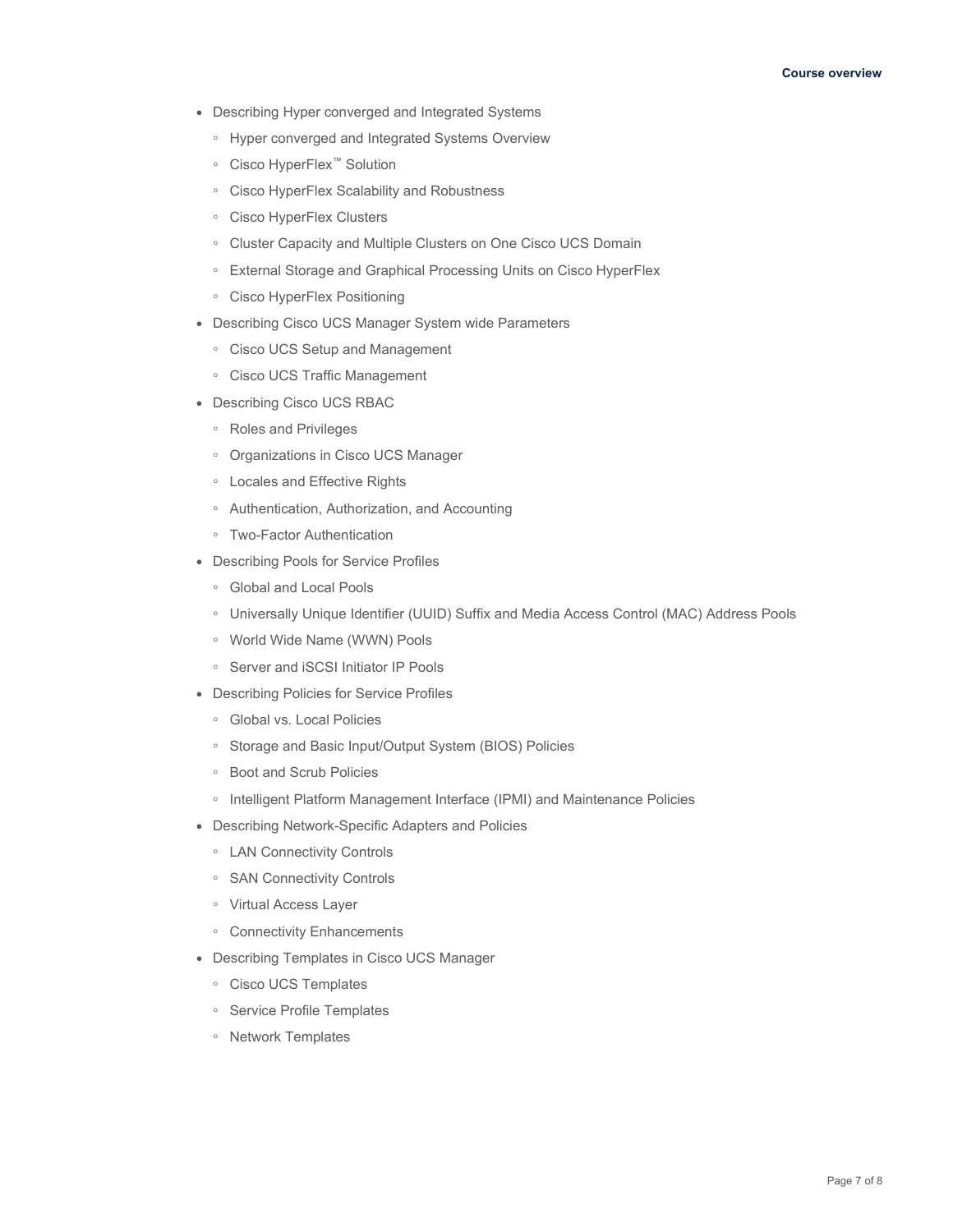- Describing Hyper converged and Integrated Systems
    - Hyper converged and Integrated Systems Overview
    - Cisco HyperFlex™ Solution
    - Cisco HyperFlex Scalability and Robustness
    - Cisco HyperFlex Clusters
    - Cluster Capacity and Multiple Clusters on One Cisco UCS Domain
    - External Storage and Graphical Processing Units on Cisco HyperFlex
    - Cisco HyperFlex Positioning
- Describing Cisco UCS Manager System wide Parameters
    - Cisco UCS Setup and Management
    - Cisco UCS Traffic Management
- Describing Cisco UCS RBAC
    - Roles and Privileges
    - Organizations in Cisco UCS Manager
    - Locales and Effective Rights
    - Authentication, Authorization, and Accounting
    - Two-Factor Authentication
- Describing Pools for Service Profiles
    - Global and Local Pools
    - Universally Unique Identifier (UUID) Suffix and Media Access Control (MAC) Address Pools
    - World Wide Name (WWN) Pools
    - Server and iSCSI Initiator IP Pools
- Describing Policies for Service Profiles
    - Global vs. Local Policies
    - Storage and Basic Input/Output System (BIOS) Policies
    - Boot and Scrub Policies
    - Intelligent Platform Management Interface (IPMI) and Maintenance Policies
- Describing Network-Specific Adapters and Policies
    - LAN Connectivity Controls
    - SAN Connectivity Controls
    - Virtual Access Layer
    - Connectivity Enhancements
- Describing Templates in Cisco UCS Manager
    - Cisco UCS Templates
    - Service Profile Templates
    - Network Templates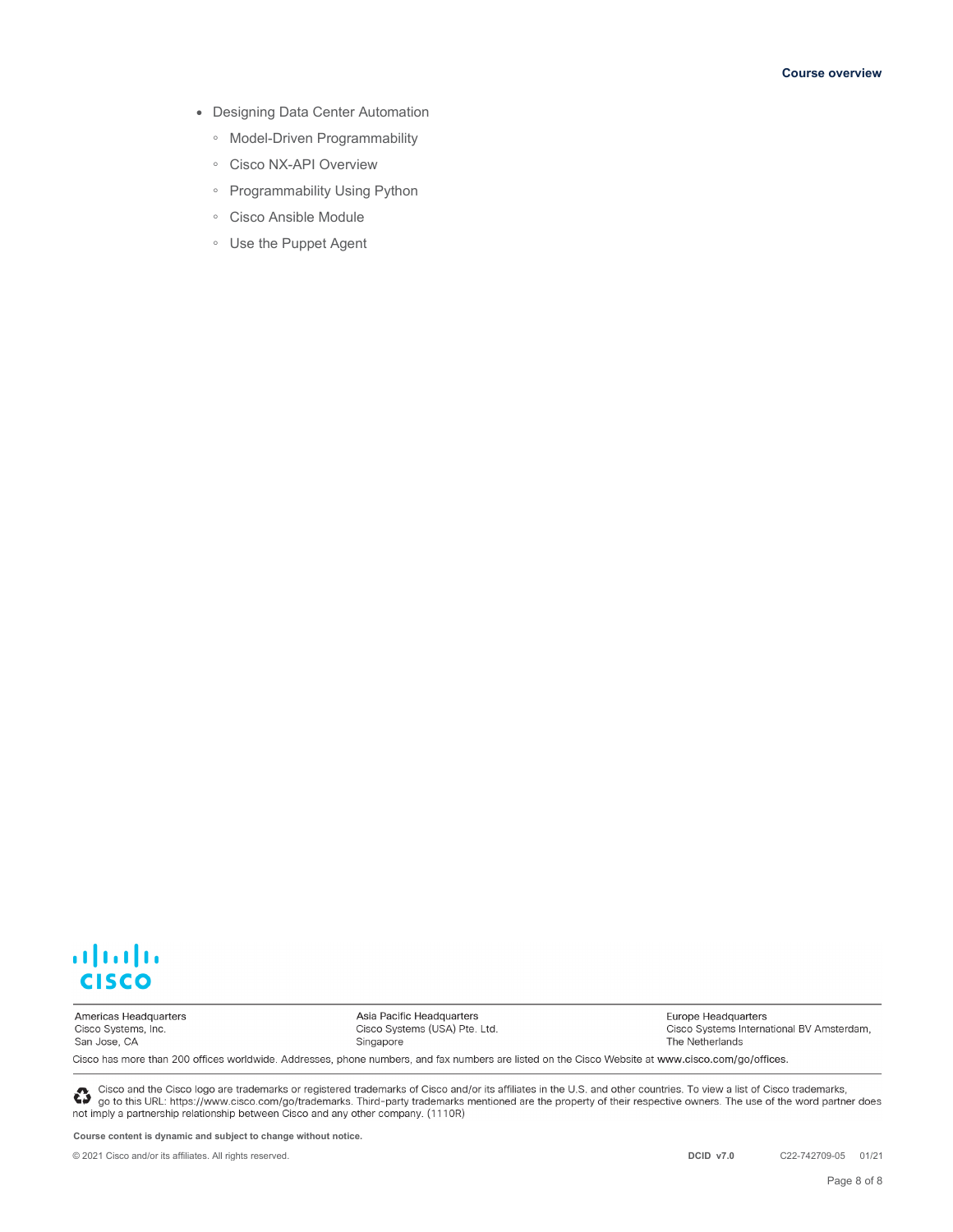- Designing Data Center Automation
  - Model-Driven Programmability
  - Cisco NX-API Overview
  - Programmability Using Python
  - Cisco Ansible Module
  - Use the Puppet Agent

Americas Headquarters
Cisco Systems, Inc.
San Jose, CA

Asia Pacific Headquarters
Cisco Systems (USA) Pte. Ltd.
Singapore

Europe Headquarters
Cisco Systems International BV Amsterdam,
The Netherlands

Cisco has more than 200 offices worldwide. Addresses, phone numbers, and fax numbers are listed on the Cisco Website at www.cisco.com/go/offices.

Cisco and the Cisco logo are trademarks or registered trademarks of Cisco and/or its affiliates in the U.S. and other countries. To view a list of Cisco trademarks, go to this URL: https://www.cisco.com/go/trademarks. Third-party trademarks mentioned are the property of their respective owners. The use of the word partner does not imply a partnership relationship between Cisco and any other company. (1110R)

**Course content is dynamic and subject to change without notice.**

© 2021 Cisco and/or its affiliates. All rights reserved.

**DCID v7.0** C22-742709-05 01/21